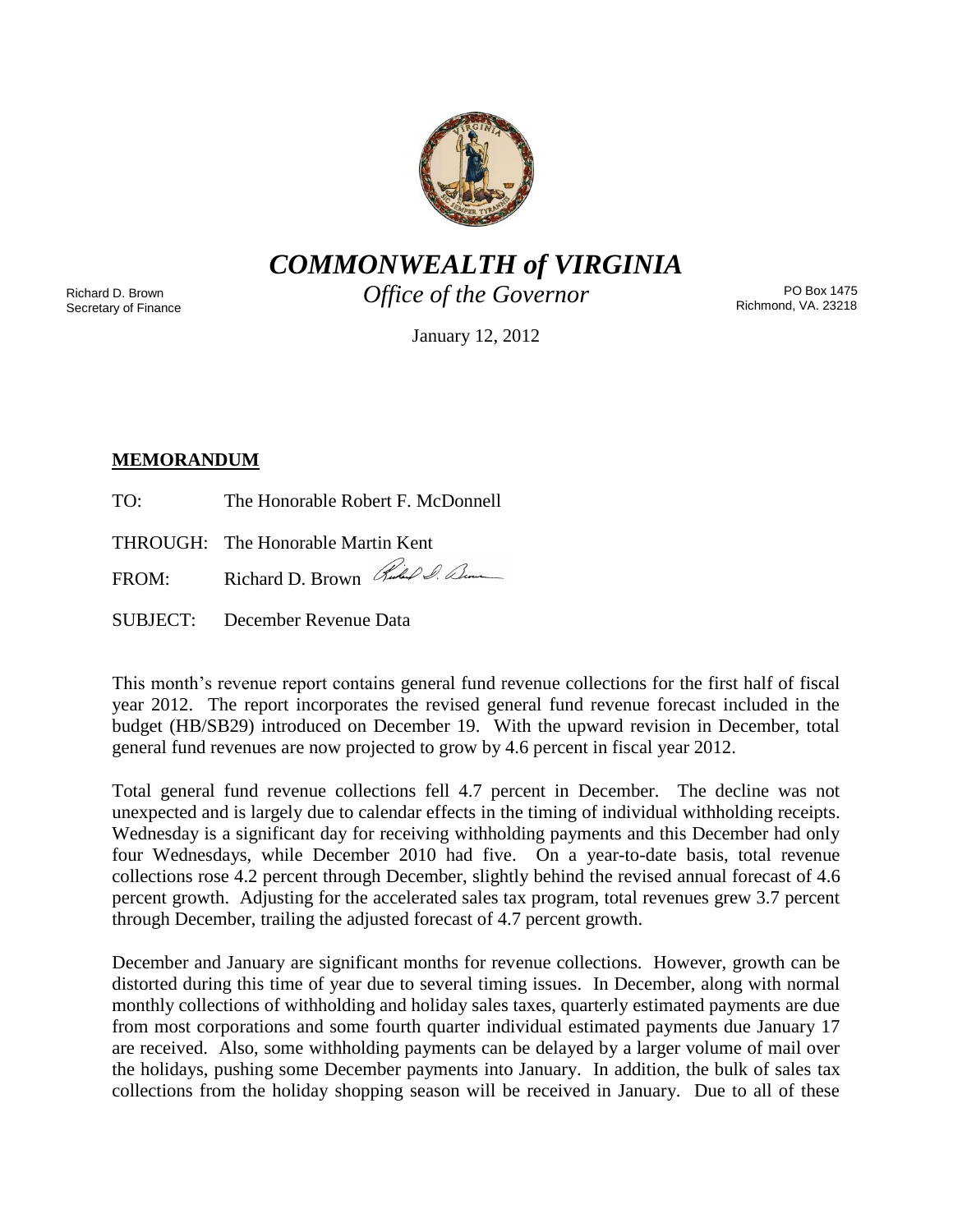# *COMMONWEALTH of VIRGINIA*

*Office of the Governor*

Richard D. Brown
Secretary of Finance

PO Box 1475
Richmond, VA. 23218

January 12, 2012

**MEMORANDUM**

TO: The Honorable Robert F. McDonnell

THROUGH: The Honorable Martin Kent

FROM: Richard D. Brown

SUBJECT: December Revenue Data

This month's revenue report contains general fund revenue collections for the first half of fiscal year 2012. The report incorporates the revised general fund revenue forecast included in the budget (HB/SB29) introduced on December 19. With the upward revision in December, total general fund revenues are now projected to grow by 4.6 percent in fiscal year 2012.

Total general fund revenue collections fell 4.7 percent in December. The decline was not unexpected and is largely due to calendar effects in the timing of individual withholding receipts. Wednesday is a significant day for receiving withholding payments and this December had only four Wednesdays, while December 2010 had five. On a year-to-date basis, total revenue collections rose 4.2 percent through December, slightly behind the revised annual forecast of 4.6 percent growth. Adjusting for the accelerated sales tax program, total revenues grew 3.7 percent through December, trailing the adjusted forecast of 4.7 percent growth.

December and January are significant months for revenue collections. However, growth can be distorted during this time of year due to several timing issues. In December, along with normal monthly collections of withholding and holiday sales taxes, quarterly estimated payments are due from most corporations and some fourth quarter individual estimated payments due January 17 are received. Also, some withholding payments can be delayed by a larger volume of mail over the holidays, pushing some December payments into January. In addition, the bulk of sales tax collections from the holiday shopping season will be received in January. Due to all of these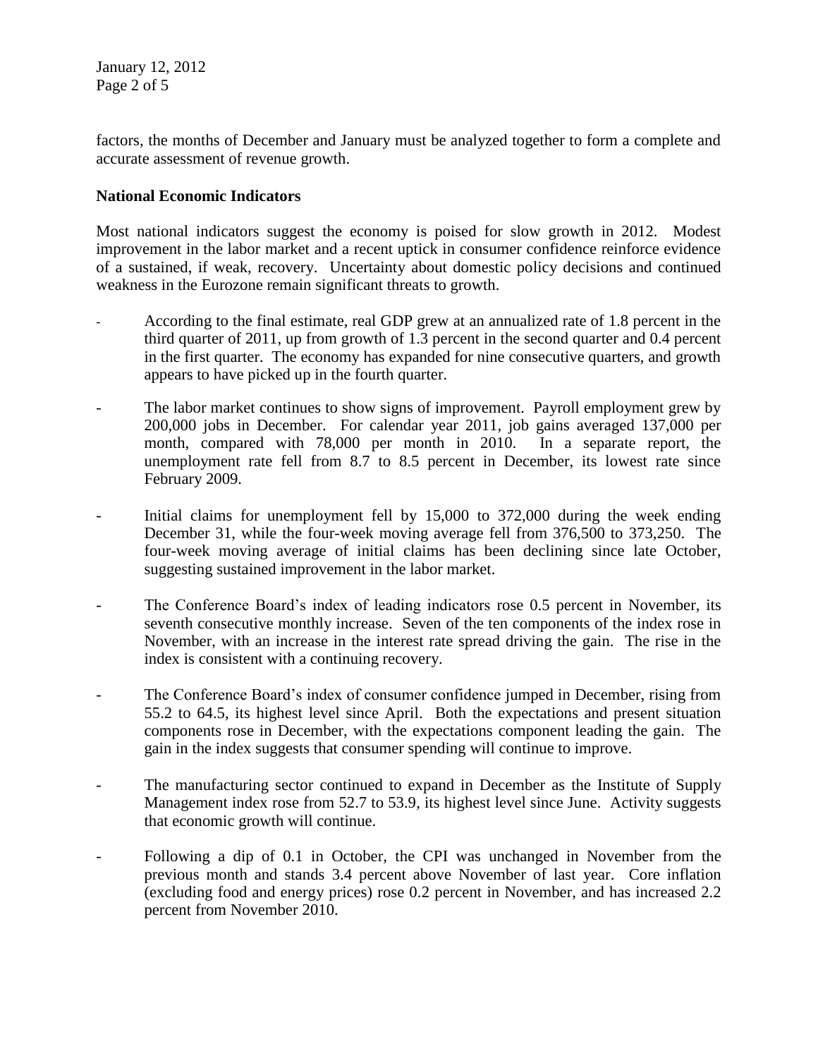factors, the months of December and January must be analyzed together to form a complete and accurate assessment of revenue growth.

**National Economic Indicators**

Most national indicators suggest the economy is poised for slow growth in 2012. Modest improvement in the labor market and a recent uptick in consumer confidence reinforce evidence of a sustained, if weak, recovery. Uncertainty about domestic policy decisions and continued weakness in the Eurozone remain significant threats to growth.

- According to the final estimate, real GDP grew at an annualized rate of 1.8 percent in the third quarter of 2011, up from growth of 1.3 percent in the second quarter and 0.4 percent in the first quarter. The economy has expanded for nine consecutive quarters, and growth appears to have picked up in the fourth quarter.

- The labor market continues to show signs of improvement. Payroll employment grew by 200,000 jobs in December. For calendar year 2011, job gains averaged 137,000 per month, compared with 78,000 per month in 2010. In a separate report, the unemployment rate fell from 8.7 to 8.5 percent in December, its lowest rate since February 2009.

- Initial claims for unemployment fell by 15,000 to 372,000 during the week ending December 31, while the four-week moving average fell from 376,500 to 373,250. The four-week moving average of initial claims has been declining since late October, suggesting sustained improvement in the labor market.

- The Conference Board's index of leading indicators rose 0.5 percent in November, its seventh consecutive monthly increase. Seven of the ten components of the index rose in November, with an increase in the interest rate spread driving the gain. The rise in the index is consistent with a continuing recovery.

- The Conference Board's index of consumer confidence jumped in December, rising from 55.2 to 64.5, its highest level since April. Both the expectations and present situation components rose in December, with the expectations component leading the gain. The gain in the index suggests that consumer spending will continue to improve.

- The manufacturing sector continued to expand in December as the Institute of Supply Management index rose from 52.7 to 53.9, its highest level since June. Activity suggests that economic growth will continue.

- Following a dip of 0.1 in October, the CPI was unchanged in November from the previous month and stands 3.4 percent above November of last year. Core inflation (excluding food and energy prices) rose 0.2 percent in November, and has increased 2.2 percent from November 2010.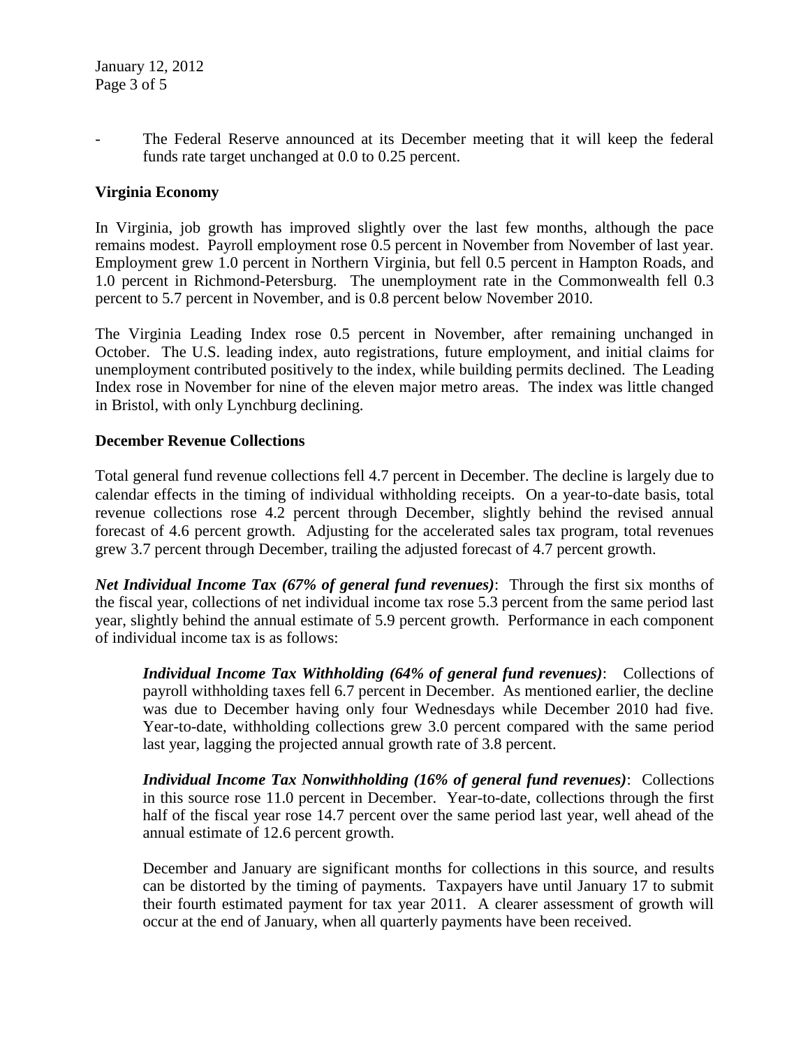- The Federal Reserve announced at its December meeting that it will keep the federal funds rate target unchanged at 0.0 to 0.25 percent.

**Virginia Economy**

In Virginia, job growth has improved slightly over the last few months, although the pace remains modest. Payroll employment rose 0.5 percent in November from November of last year. Employment grew 1.0 percent in Northern Virginia, but fell 0.5 percent in Hampton Roads, and 1.0 percent in Richmond-Petersburg. The unemployment rate in the Commonwealth fell 0.3 percent to 5.7 percent in November, and is 0.8 percent below November 2010.

The Virginia Leading Index rose 0.5 percent in November, after remaining unchanged in October. The U.S. leading index, auto registrations, future employment, and initial claims for unemployment contributed positively to the index, while building permits declined. The Leading Index rose in November for nine of the eleven major metro areas. The index was little changed in Bristol, with only Lynchburg declining.

**December Revenue Collections**

Total general fund revenue collections fell 4.7 percent in December. The decline is largely due to calendar effects in the timing of individual withholding receipts. On a year-to-date basis, total revenue collections rose 4.2 percent through December, slightly behind the revised annual forecast of 4.6 percent growth. Adjusting for the accelerated sales tax program, total revenues grew 3.7 percent through December, trailing the adjusted forecast of 4.7 percent growth.

***Net Individual Income Tax (67% of general fund revenues)***: Through the first six months of the fiscal year, collections of net individual income tax rose 5.3 percent from the same period last year, slightly behind the annual estimate of 5.9 percent growth. Performance in each component of individual income tax is as follows:

> ***Individual Income Tax Withholding (64% of general fund revenues)***: Collections of payroll withholding taxes fell 6.7 percent in December. As mentioned earlier, the decline was due to December having only four Wednesdays while December 2010 had five. Year-to-date, withholding collections grew 3.0 percent compared with the same period last year, lagging the projected annual growth rate of 3.8 percent.
>
> ***Individual Income Tax Nonwithholding (16% of general fund revenues)***: Collections in this source rose 11.0 percent in December. Year-to-date, collections through the first half of the fiscal year rose 14.7 percent over the same period last year, well ahead of the annual estimate of 12.6 percent growth.
>
> December and January are significant months for collections in this source, and results can be distorted by the timing of payments. Taxpayers have until January 17 to submit their fourth estimated payment for tax year 2011. A clearer assessment of growth will occur at the end of January, when all quarterly payments have been received.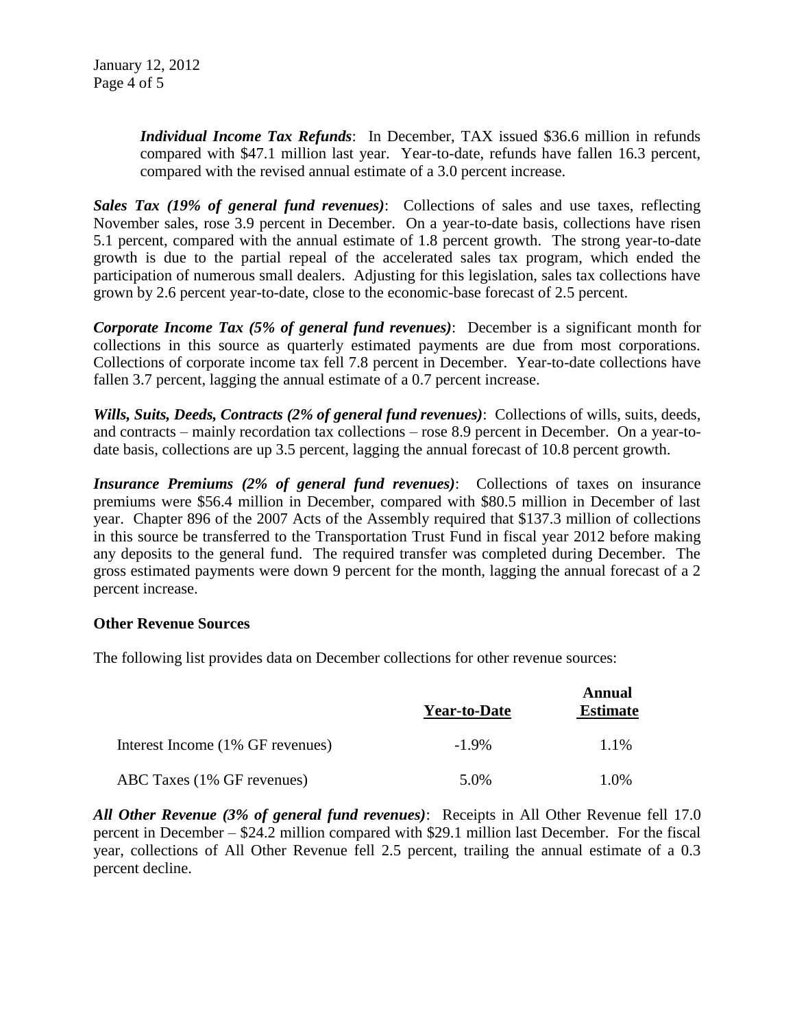***Individual Income Tax Refunds***: In December, TAX issued $36.6 million in refunds compared with $47.1 million last year. Year-to-date, refunds have fallen 16.3 percent, compared with the revised annual estimate of a 3.0 percent increase.

***Sales Tax (19% of general fund revenues)***: Collections of sales and use taxes, reflecting November sales, rose 3.9 percent in December. On a year-to-date basis, collections have risen 5.1 percent, compared with the annual estimate of 1.8 percent growth. The strong year-to-date growth is due to the partial repeal of the accelerated sales tax program, which ended the participation of numerous small dealers. Adjusting for this legislation, sales tax collections have grown by 2.6 percent year-to-date, close to the economic-base forecast of 2.5 percent.

***Corporate Income Tax (5% of general fund revenues)***: December is a significant month for collections in this source as quarterly estimated payments are due from most corporations. Collections of corporate income tax fell 7.8 percent in December. Year-to-date collections have fallen 3.7 percent, lagging the annual estimate of a 0.7 percent increase.

***Wills, Suits, Deeds, Contracts (2% of general fund revenues)***: Collections of wills, suits, deeds, and contracts – mainly recordation tax collections – rose 8.9 percent in December. On a year-to-date basis, collections are up 3.5 percent, lagging the annual forecast of 10.8 percent growth.

***Insurance Premiums (2% of general fund revenues)***: Collections of taxes on insurance premiums were $56.4 million in December, compared with $80.5 million in December of last year. Chapter 896 of the 2007 Acts of the Assembly required that $137.3 million of collections in this source be transferred to the Transportation Trust Fund in fiscal year 2012 before making any deposits to the general fund. The required transfer was completed during December. The gross estimated payments were down 9 percent for the month, lagging the annual forecast of a 2 percent increase.

**Other Revenue Sources**

The following list provides data on December collections for other revenue sources:

| | Year-to-Date | Annual Estimate |
|---|---|---|
| Interest Income (1% GF revenues) | -1.9% | 1.1% |
| ABC Taxes (1% GF revenues) | 5.0% | 1.0% |

***All Other Revenue (3% of general fund revenues)***: Receipts in All Other Revenue fell 17.0 percent in December – $24.2 million compared with $29.1 million last December. For the fiscal year, collections of All Other Revenue fell 2.5 percent, trailing the annual estimate of a 0.3 percent decline.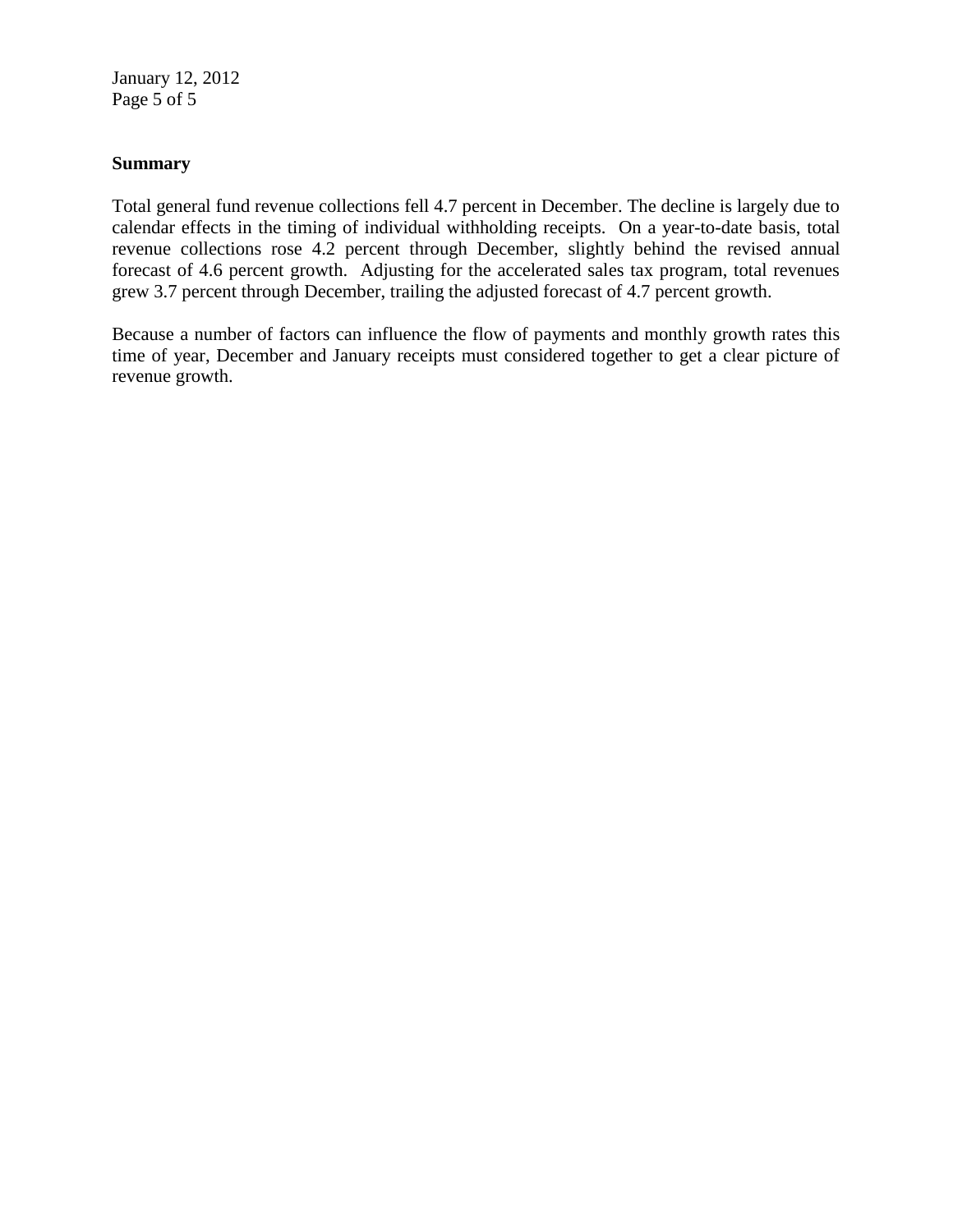**Summary**

Total general fund revenue collections fell 4.7 percent in December. The decline is largely due to calendar effects in the timing of individual withholding receipts. On a year-to-date basis, total revenue collections rose 4.2 percent through December, slightly behind the revised annual forecast of 4.6 percent growth. Adjusting for the accelerated sales tax program, total revenues grew 3.7 percent through December, trailing the adjusted forecast of 4.7 percent growth.

Because a number of factors can influence the flow of payments and monthly growth rates this time of year, December and January receipts must considered together to get a clear picture of revenue growth.